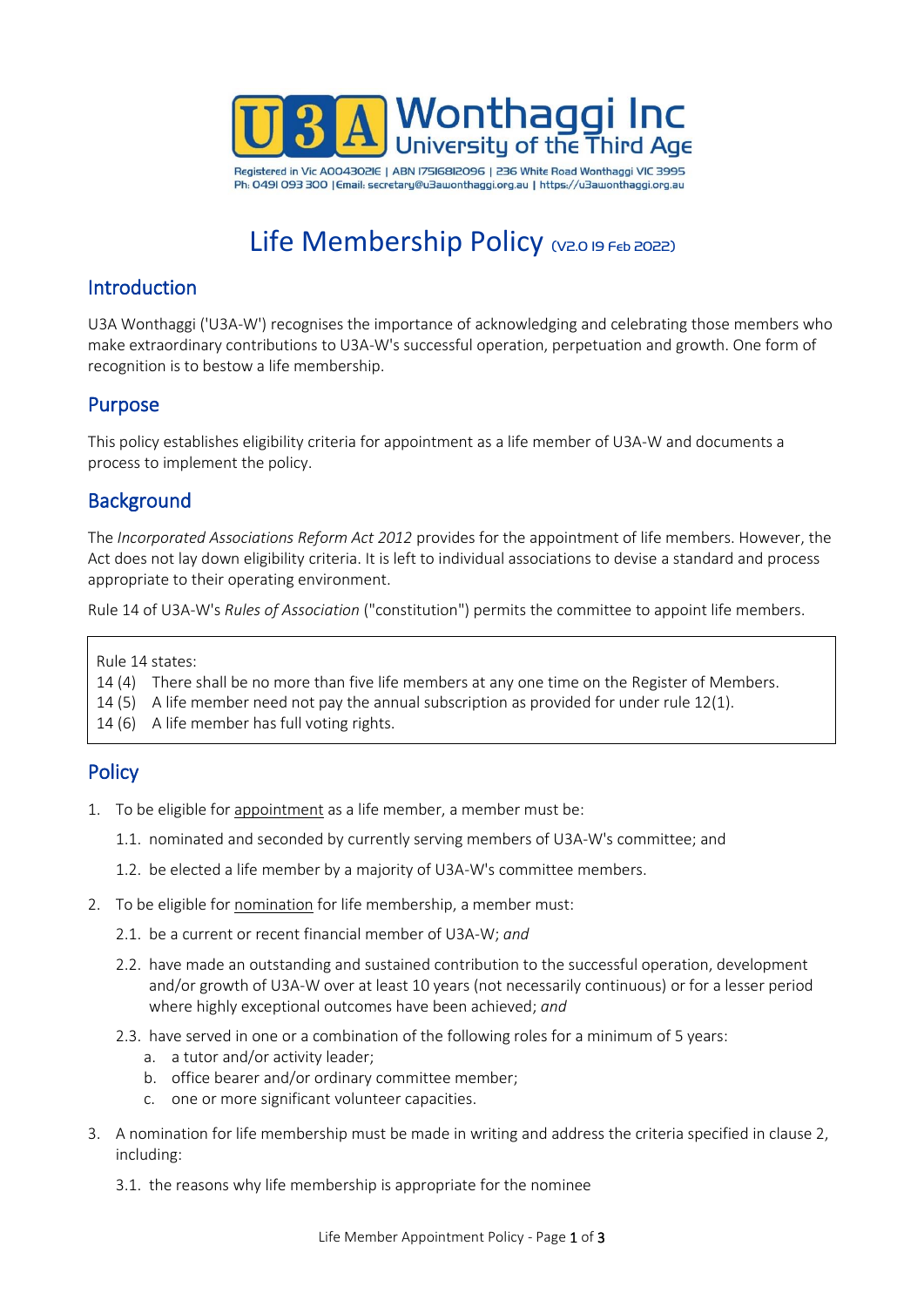U3A Wonthaggi Inc
University of the Third Age

Registered in Vic A0043021E | ABN 17516812096 | 236 White Road Wonthaggi VIC 3995
Ph: 0491 093 300 | Email: secretary@u3awonthaggi.org.au | https://u3awonthaggi.org.au

# Life Membership Policy (V2.0 19 Feb 2022)

## Introduction

U3A Wonthaggi ('U3A-W') recognises the importance of acknowledging and celebrating those members who make extraordinary contributions to U3A-W's successful operation, perpetuation and growth. One form of recognition is to bestow a life membership.

## Purpose

This policy establishes eligibility criteria for appointment as a life member of U3A-W and documents a process to implement the policy.

## Background

The *Incorporated Associations Reform Act 2012* provides for the appointment of life members. However, the Act does not lay down eligibility criteria. It is left to individual associations to devise a standard and process appropriate to their operating environment.

Rule 14 of U3A-W's *Rules of Association* ("constitution") permits the committee to appoint life members.

> Rule 14 states:
> 14 (4) There shall be no more than five life members at any one time on the Register of Members.
> 14 (5) A life member need not pay the annual subscription as provided for under rule 12(1).
> 14 (6) A life member has full voting rights.

## Policy

1. To be eligible for appointment as a life member, a member must be:
   1.1. nominated and seconded by currently serving members of U3A-W's committee; and
   1.2. be elected a life member by a majority of U3A-W's committee members.
2. To be eligible for nomination for life membership, a member must:
   2.1. be a current or recent financial member of U3A-W; *and*
   2.2. have made an outstanding and sustained contribution to the successful operation, development and/or growth of U3A-W over at least 10 years (not necessarily continuous) or for a lesser period where highly exceptional outcomes have been achieved; *and*
   2.3. have served in one or a combination of the following roles for a minimum of 5 years:
      a. a tutor and/or activity leader;
      b. office bearer and/or ordinary committee member;
      c. one or more significant volunteer capacities.
3. A nomination for life membership must be made in writing and address the criteria specified in clause 2, including:
   3.1. the reasons why life membership is appropriate for the nominee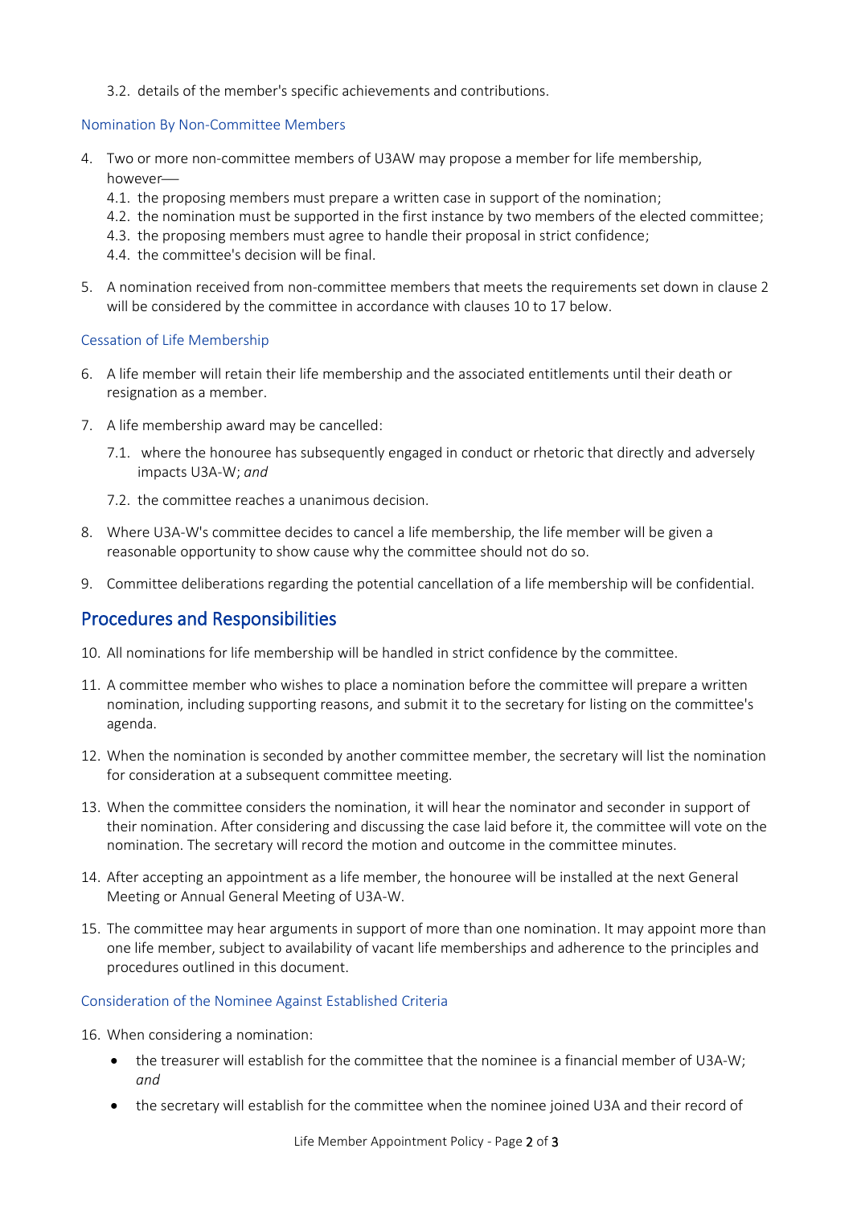3.2. details of the member's specific achievements and contributions.

### Nomination By Non-Committee Members

4. Two or more non-committee members of U3AW may propose a member for life membership, however—
   4.1. the proposing members must prepare a written case in support of the nomination;
   4.2. the nomination must be supported in the first instance by two members of the elected committee;
   4.3. the proposing members must agree to handle their proposal in strict confidence;
   4.4. the committee's decision will be final.

5. A nomination received from non-committee members that meets the requirements set down in clause 2 will be considered by the committee in accordance with clauses 10 to 17 below.

### Cessation of Life Membership

6. A life member will retain their life membership and the associated entitlements until their death or resignation as a member.

7. A life membership award may be cancelled:

   7.1. where the honouree has subsequently engaged in conduct or rhetoric that directly and adversely impacts U3A-W; *and*

   7.2. the committee reaches a unanimous decision.

8. Where U3A-W's committee decides to cancel a life membership, the life member will be given a reasonable opportunity to show cause why the committee should not do so.

9. Committee deliberations regarding the potential cancellation of a life membership will be confidential.

## Procedures and Responsibilities

10. All nominations for life membership will be handled in strict confidence by the committee.

11. A committee member who wishes to place a nomination before the committee will prepare a written nomination, including supporting reasons, and submit it to the secretary for listing on the committee's agenda.

12. When the nomination is seconded by another committee member, the secretary will list the nomination for consideration at a subsequent committee meeting.

13. When the committee considers the nomination, it will hear the nominator and seconder in support of their nomination. After considering and discussing the case laid before it, the committee will vote on the nomination. The secretary will record the motion and outcome in the committee minutes.

14. After accepting an appointment as a life member, the honouree will be installed at the next General Meeting or Annual General Meeting of U3A-W.

15. The committee may hear arguments in support of more than one nomination. It may appoint more than one life member, subject to availability of vacant life memberships and adherence to the principles and procedures outlined in this document.

### Consideration of the Nominee Against Established Criteria

16. When considering a nomination:
    - the treasurer will establish for the committee that the nominee is a financial member of U3A-W; *and*
    - the secretary will establish for the committee when the nominee joined U3A and their record of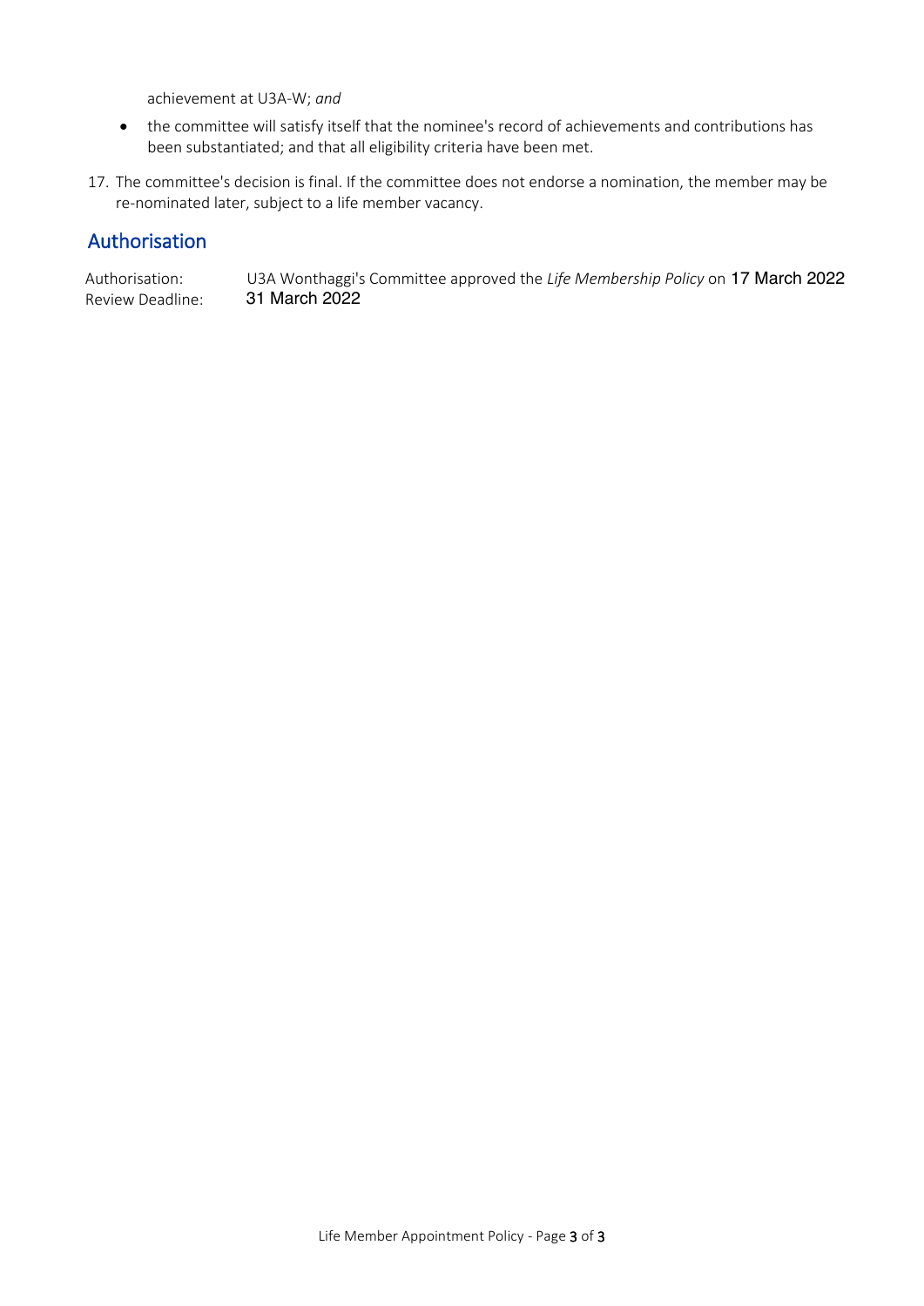achievement at U3A-W; *and*

- the committee will satisfy itself that the nominee's record of achievements and contributions has been substantiated; and that all eligibility criteria have been met.

17. The committee's decision is final. If the committee does not endorse a nomination, the member may be re-nominated later, subject to a life member vacancy.

## Authorisation

| | |
|---|---|
| Authorisation: | U3A Wonthaggi's Committee approved the *Life Membership Policy* on 17 March 2022 |
| Review Deadline: | 31 March 2022 |